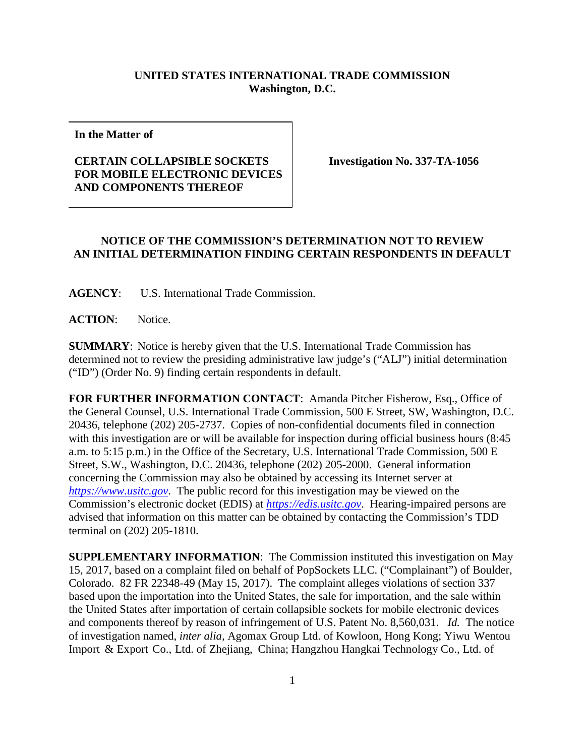**UNITED STATES INTERNATIONAL TRADE COMMISSION**
**Washington, D.C.**

| **In the Matter of** **CERTAIN COLLAPSIBLE SOCKETS FOR MOBILE ELECTRONIC DEVICES AND COMPONENTS THEREOF** | **Investigation No. 337-TA-1056** |
|---|---|

**NOTICE OF THE COMMISSION'S DETERMINATION NOT TO REVIEW AN INITIAL DETERMINATION FINDING CERTAIN RESPONDENTS IN DEFAULT**

**AGENCY**: U.S. International Trade Commission.

**ACTION**: Notice.

**SUMMARY**: Notice is hereby given that the U.S. International Trade Commission has determined not to review the presiding administrative law judge's ("ALJ") initial determination ("ID") (Order No. 9) finding certain respondents in default.

**FOR FURTHER INFORMATION CONTACT**: Amanda Pitcher Fisherow, Esq., Office of the General Counsel, U.S. International Trade Commission, 500 E Street, SW, Washington, D.C. 20436, telephone (202) 205-2737. Copies of non-confidential documents filed in connection with this investigation are or will be available for inspection during official business hours (8:45 a.m. to 5:15 p.m.) in the Office of the Secretary, U.S. International Trade Commission, 500 E Street, S.W., Washington, D.C. 20436, telephone (202) 205-2000. General information concerning the Commission may also be obtained by accessing its Internet server at *https://www.usitc.gov*. The public record for this investigation may be viewed on the Commission's electronic docket (EDIS) at *https://edis.usitc.gov*. Hearing-impaired persons are advised that information on this matter can be obtained by contacting the Commission's TDD terminal on (202) 205-1810.

**SUPPLEMENTARY INFORMATION**: The Commission instituted this investigation on May 15, 2017, based on a complaint filed on behalf of PopSockets LLC. ("Complainant") of Boulder, Colorado. 82 FR 22348-49 (May 15, 2017). The complaint alleges violations of section 337 based upon the importation into the United States, the sale for importation, and the sale within the United States after importation of certain collapsible sockets for mobile electronic devices and components thereof by reason of infringement of U.S. Patent No. 8,560,031. *Id.* The notice of investigation named, *inter alia,* Agomax Group Ltd. of Kowloon, Hong Kong; Yiwu Wentou Import & Export Co., Ltd. of Zhejiang, China; Hangzhou Hangkai Technology Co., Ltd. of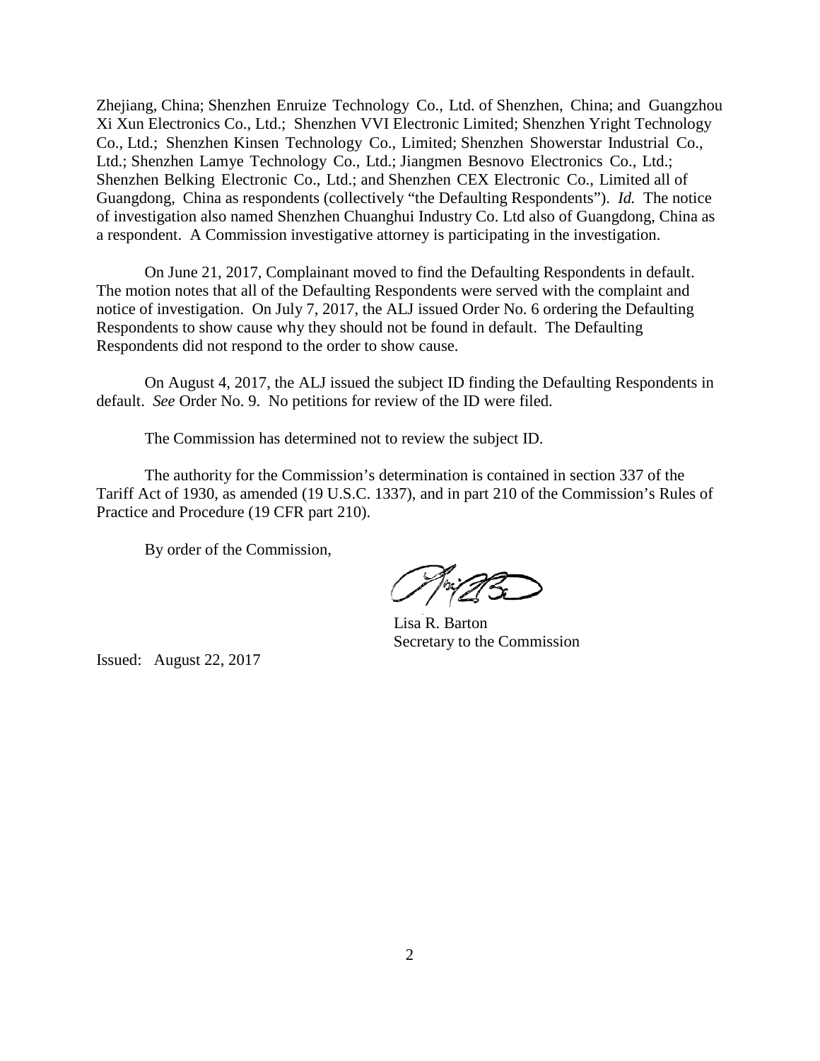Zhejiang, China; Shenzhen Enruize Technology Co., Ltd. of Shenzhen, China; and Guangzhou Xi Xun Electronics Co., Ltd.; Shenzhen VVI Electronic Limited; Shenzhen Yright Technology Co., Ltd.; Shenzhen Kinsen Technology Co., Limited; Shenzhen Showerstar Industrial Co., Ltd.; Shenzhen Lamye Technology Co., Ltd.; Jiangmen Besnovo Electronics Co., Ltd.; Shenzhen Belking Electronic Co., Ltd.; and Shenzhen CEX Electronic Co., Limited all of Guangdong, China as respondents (collectively "the Defaulting Respondents"). *Id.* The notice of investigation also named Shenzhen Chuanghui Industry Co. Ltd also of Guangdong, China as a respondent. A Commission investigative attorney is participating in the investigation.

On June 21, 2017, Complainant moved to find the Defaulting Respondents in default. The motion notes that all of the Defaulting Respondents were served with the complaint and notice of investigation. On July 7, 2017, the ALJ issued Order No. 6 ordering the Defaulting Respondents to show cause why they should not be found in default. The Defaulting Respondents did not respond to the order to show cause.

On August 4, 2017, the ALJ issued the subject ID finding the Defaulting Respondents in default. *See* Order No. 9. No petitions for review of the ID were filed.

The Commission has determined not to review the subject ID.

The authority for the Commission's determination is contained in section 337 of the Tariff Act of 1930, as amended (19 U.S.C. 1337), and in part 210 of the Commission's Rules of Practice and Procedure (19 CFR part 210).

By order of the Commission,

Lisa R. Barton
Secretary to the Commission

Issued: August 22, 2017